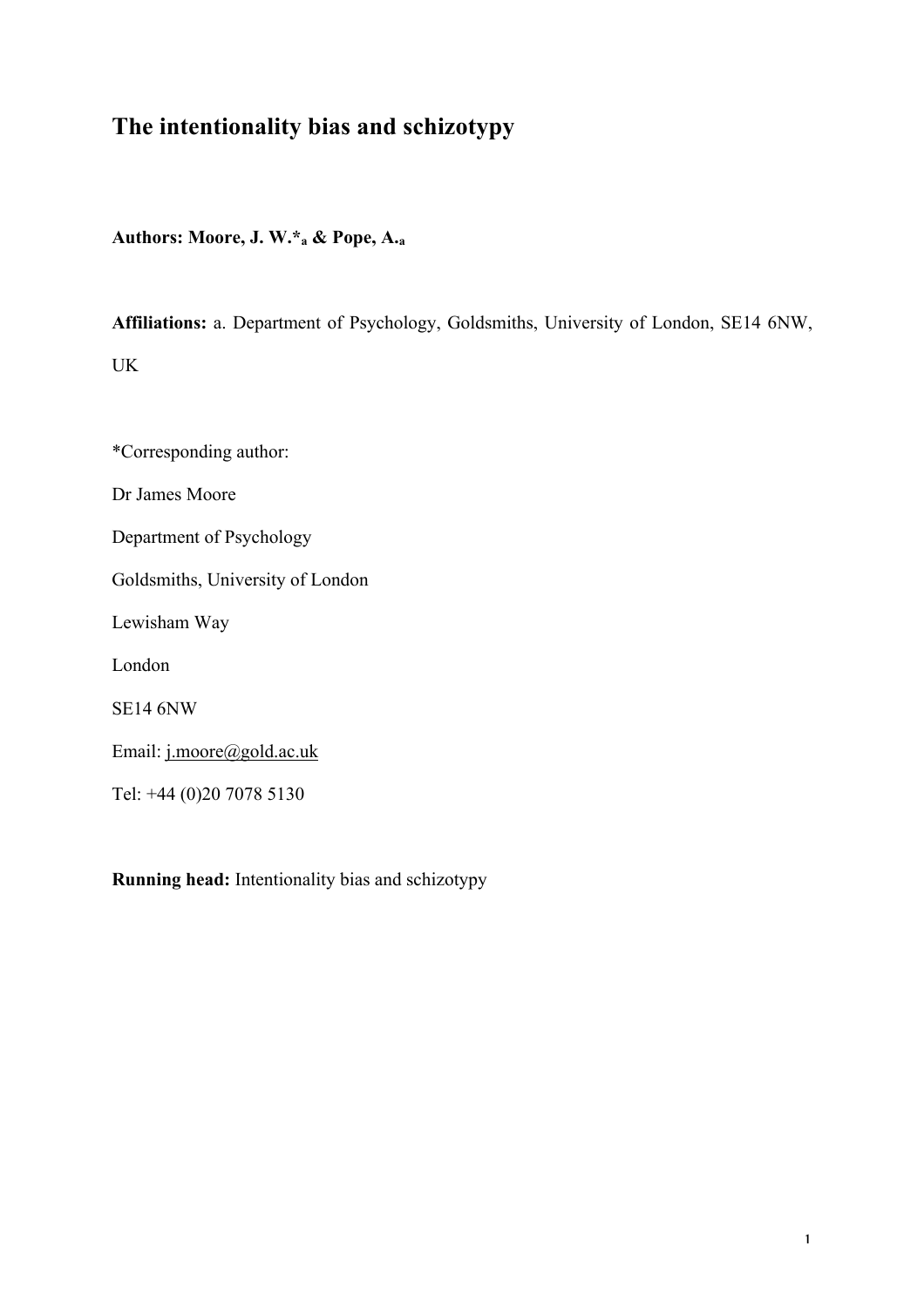# The intentionality bias and schizotypy

**Authors: Moore, J. W.*[a] & Pope, A.[a]**

**Affiliations:** a. Department of Psychology, Goldsmiths, University of London, SE14 6NW, UK

*Corresponding author:

Dr James Moore

Department of Psychology

Goldsmiths, University of London

Lewisham Way

London

SE14 6NW

Email: j.moore@gold.ac.uk

Tel: +44 (0)20 7078 5130

**Running head:** Intentionality bias and schizotypy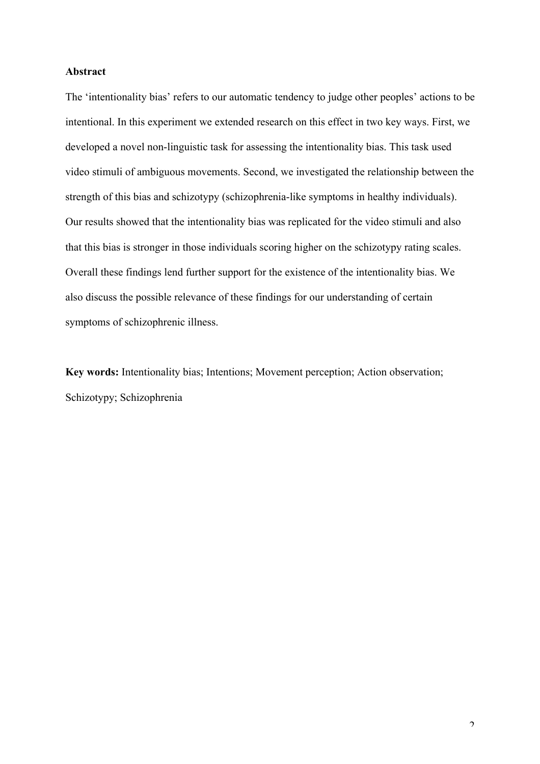**Abstract**

The 'intentionality bias' refers to our automatic tendency to judge other peoples' actions to be intentional. In this experiment we extended research on this effect in two key ways. First, we developed a novel non-linguistic task for assessing the intentionality bias. This task used video stimuli of ambiguous movements. Second, we investigated the relationship between the strength of this bias and schizotypy (schizophrenia-like symptoms in healthy individuals). Our results showed that the intentionality bias was replicated for the video stimuli and also that this bias is stronger in those individuals scoring higher on the schizotypy rating scales. Overall these findings lend further support for the existence of the intentionality bias. We also discuss the possible relevance of these findings for our understanding of certain symptoms of schizophrenic illness.

**Key words:** Intentionality bias; Intentions; Movement perception; Action observation; Schizotypy; Schizophrenia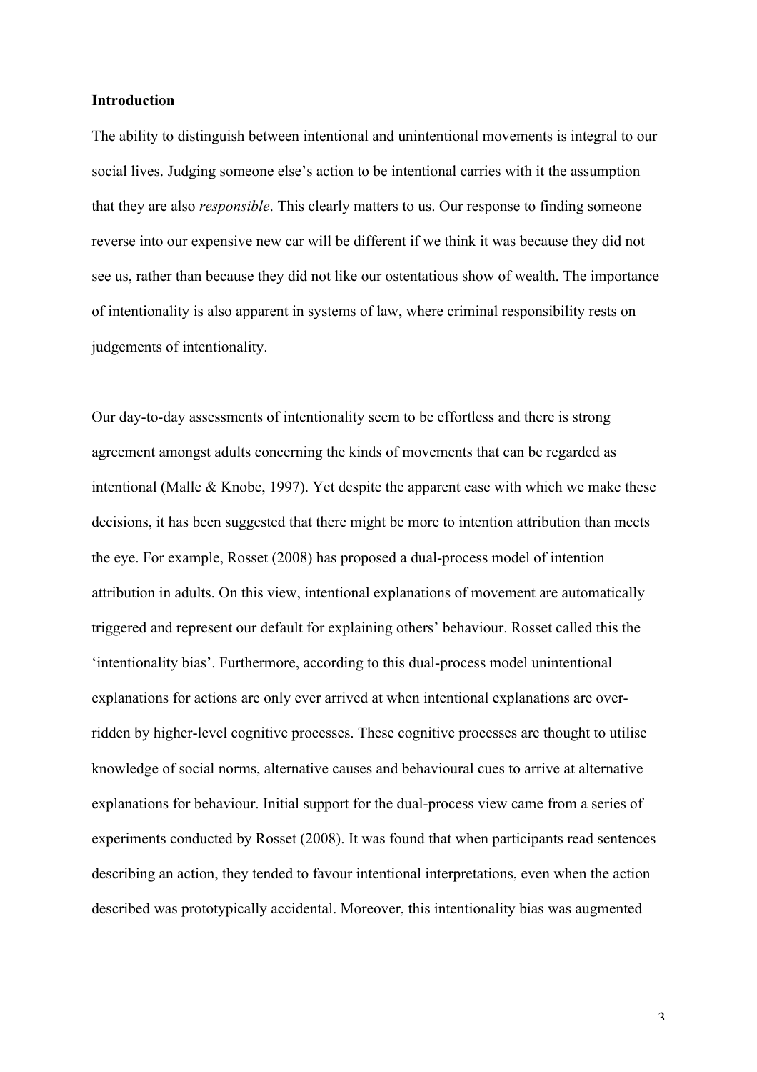**Introduction**

The ability to distinguish between intentional and unintentional movements is integral to our social lives. Judging someone else's action to be intentional carries with it the assumption that they are also *responsible*. This clearly matters to us. Our response to finding someone reverse into our expensive new car will be different if we think it was because they did not see us, rather than because they did not like our ostentatious show of wealth. The importance of intentionality is also apparent in systems of law, where criminal responsibility rests on judgements of intentionality.

Our day-to-day assessments of intentionality seem to be effortless and there is strong agreement amongst adults concerning the kinds of movements that can be regarded as intentional (Malle & Knobe, 1997). Yet despite the apparent ease with which we make these decisions, it has been suggested that there might be more to intention attribution than meets the eye. For example, Rosset (2008) has proposed a dual-process model of intention attribution in adults. On this view, intentional explanations of movement are automatically triggered and represent our default for explaining others' behaviour. Rosset called this the 'intentionality bias'. Furthermore, according to this dual-process model unintentional explanations for actions are only ever arrived at when intentional explanations are over-ridden by higher-level cognitive processes. These cognitive processes are thought to utilise knowledge of social norms, alternative causes and behavioural cues to arrive at alternative explanations for behaviour. Initial support for the dual-process view came from a series of experiments conducted by Rosset (2008). It was found that when participants read sentences describing an action, they tended to favour intentional interpretations, even when the action described was prototypically accidental. Moreover, this intentionality bias was augmented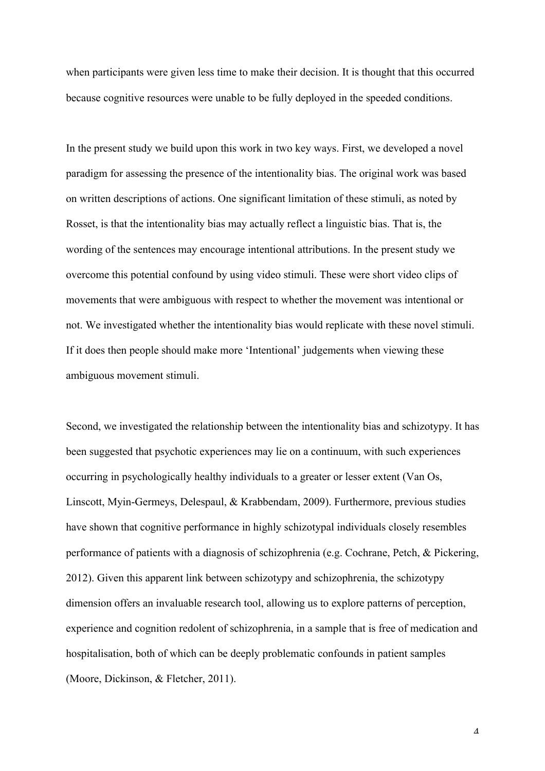when participants were given less time to make their decision. It is thought that this occurred because cognitive resources were unable to be fully deployed in the speeded conditions.

In the present study we build upon this work in two key ways. First, we developed a novel paradigm for assessing the presence of the intentionality bias. The original work was based on written descriptions of actions. One significant limitation of these stimuli, as noted by Rosset, is that the intentionality bias may actually reflect a linguistic bias. That is, the wording of the sentences may encourage intentional attributions. In the present study we overcome this potential confound by using video stimuli. These were short video clips of movements that were ambiguous with respect to whether the movement was intentional or not. We investigated whether the intentionality bias would replicate with these novel stimuli. If it does then people should make more 'Intentional' judgements when viewing these ambiguous movement stimuli.

Second, we investigated the relationship between the intentionality bias and schizotypy. It has been suggested that psychotic experiences may lie on a continuum, with such experiences occurring in psychologically healthy individuals to a greater or lesser extent (Van Os, Linscott, Myin-Germeys, Delespaul, & Krabbendam, 2009). Furthermore, previous studies have shown that cognitive performance in highly schizotypal individuals closely resembles performance of patients with a diagnosis of schizophrenia (e.g. Cochrane, Petch, & Pickering, 2012). Given this apparent link between schizotypy and schizophrenia, the schizotypy dimension offers an invaluable research tool, allowing us to explore patterns of perception, experience and cognition redolent of schizophrenia, in a sample that is free of medication and hospitalisation, both of which can be deeply problematic confounds in patient samples (Moore, Dickinson, & Fletcher, 2011).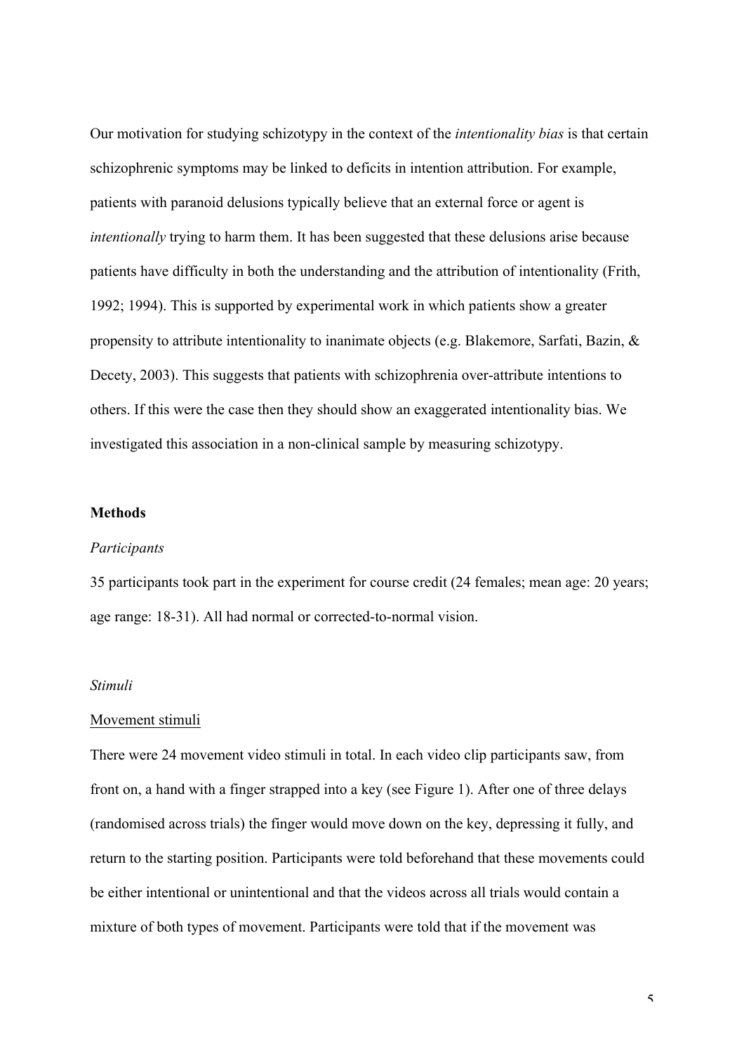Our motivation for studying schizotypy in the context of the *intentionality bias* is that certain schizophrenic symptoms may be linked to deficits in intention attribution. For example, patients with paranoid delusions typically believe that an external force or agent is *intentionally* trying to harm them. It has been suggested that these delusions arise because patients have difficulty in both the understanding and the attribution of intentionality (Frith, 1992; 1994). This is supported by experimental work in which patients show a greater propensity to attribute intentionality to inanimate objects (e.g. Blakemore, Sarfati, Bazin, & Decety, 2003). This suggests that patients with schizophrenia over-attribute intentions to others. If this were the case then they should show an exaggerated intentionality bias. We investigated this association in a non-clinical sample by measuring schizotypy.

**Methods**

*Participants*

35 participants took part in the experiment for course credit (24 females; mean age: 20 years; age range: 18-31). All had normal or corrected-to-normal vision.

*Stimuli*

Movement stimuli

There were 24 movement video stimuli in total. In each video clip participants saw, from front on, a hand with a finger strapped into a key (see Figure 1). After one of three delays (randomised across trials) the finger would move down on the key, depressing it fully, and return to the starting position. Participants were told beforehand that these movements could be either intentional or unintentional and that the videos across all trials would contain a mixture of both types of movement. Participants were told that if the movement was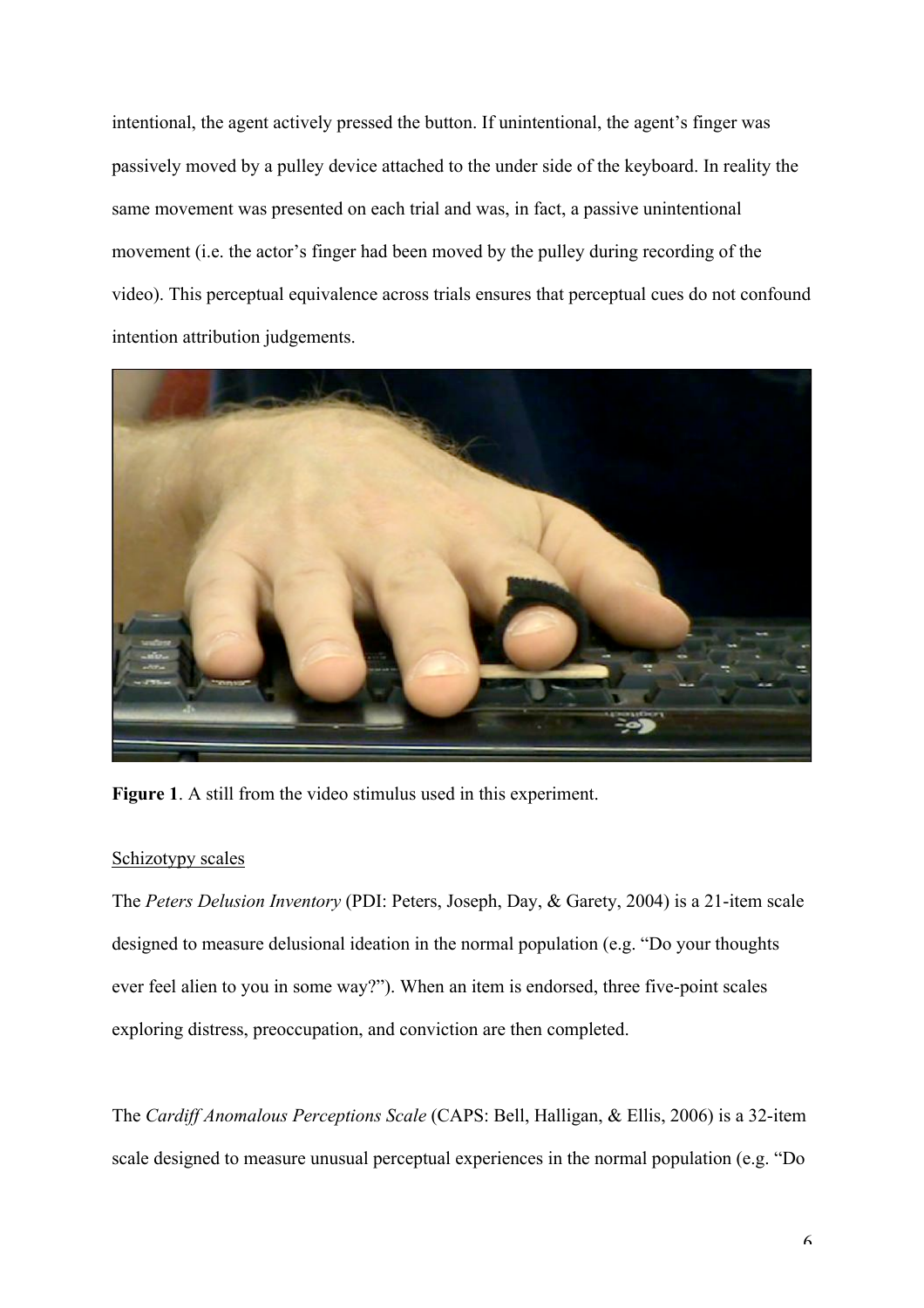intentional, the agent actively pressed the button. If unintentional, the agent's finger was passively moved by a pulley device attached to the under side of the keyboard. In reality the same movement was presented on each trial and was, in fact, a passive unintentional movement (i.e. the actor's finger had been moved by the pulley during recording of the video). This perceptual equivalence across trials ensures that perceptual cues do not confound intention attribution judgements.

**Figure 1**. A still from the video stimulus used in this experiment.

<u>Schizotypy scales</u>

The *Peters Delusion Inventory* (PDI: Peters, Joseph, Day, & Garety, 2004) is a 21-item scale designed to measure delusional ideation in the normal population (e.g. "Do your thoughts ever feel alien to you in some way?"). When an item is endorsed, three five-point scales exploring distress, preoccupation, and conviction are then completed.

The *Cardiff Anomalous Perceptions Scale* (CAPS: Bell, Halligan, & Ellis, 2006) is a 32-item scale designed to measure unusual perceptual experiences in the normal population (e.g. "Do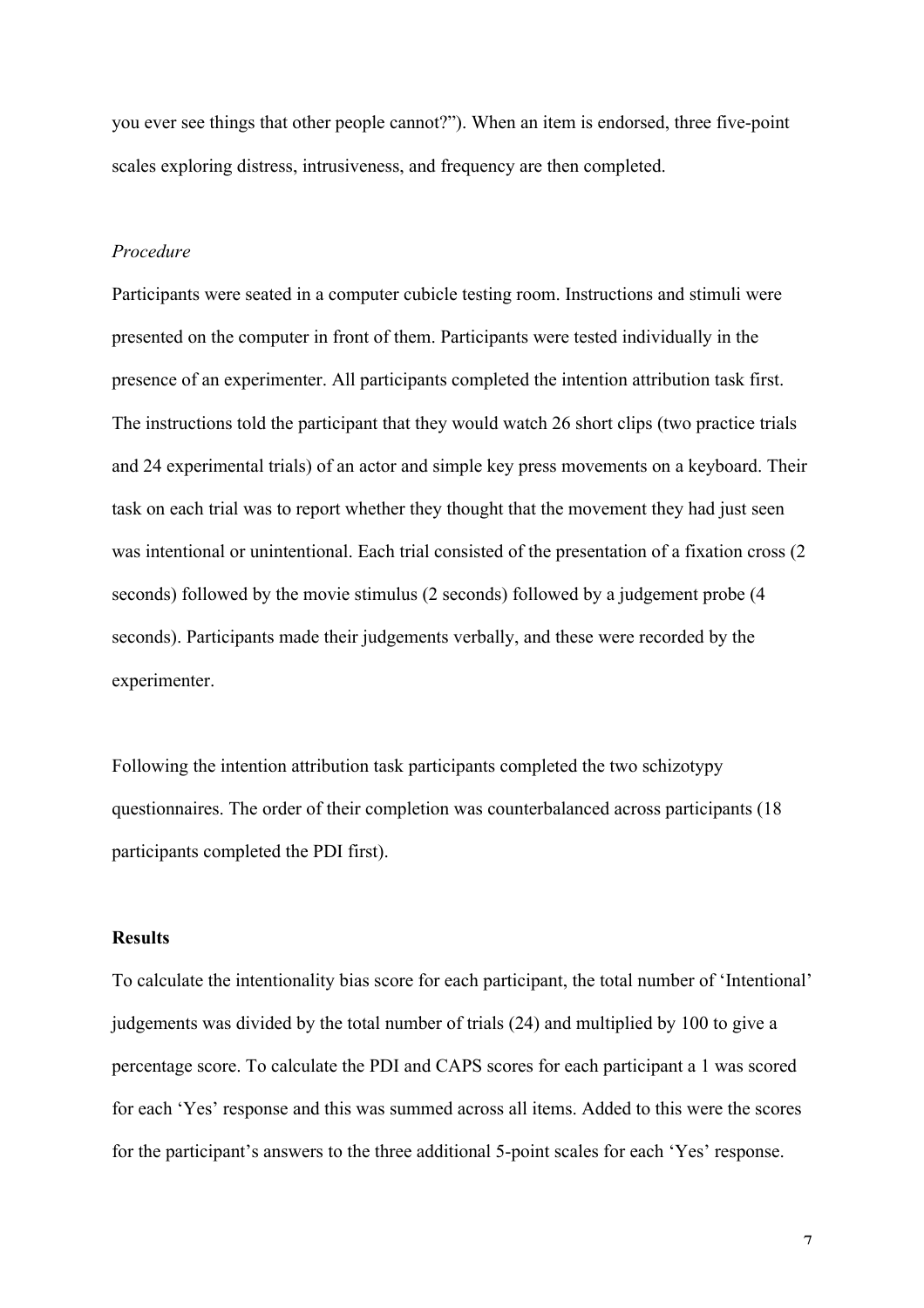you ever see things that other people cannot?"). When an item is endorsed, three five-point scales exploring distress, intrusiveness, and frequency are then completed.

*Procedure*

Participants were seated in a computer cubicle testing room. Instructions and stimuli were presented on the computer in front of them. Participants were tested individually in the presence of an experimenter. All participants completed the intention attribution task first. The instructions told the participant that they would watch 26 short clips (two practice trials and 24 experimental trials) of an actor and simple key press movements on a keyboard. Their task on each trial was to report whether they thought that the movement they had just seen was intentional or unintentional. Each trial consisted of the presentation of a fixation cross (2 seconds) followed by the movie stimulus (2 seconds) followed by a judgement probe (4 seconds). Participants made their judgements verbally, and these were recorded by the experimenter.

Following the intention attribution task participants completed the two schizotypy questionnaires. The order of their completion was counterbalanced across participants (18 participants completed the PDI first).

**Results**

To calculate the intentionality bias score for each participant, the total number of 'Intentional' judgements was divided by the total number of trials (24) and multiplied by 100 to give a percentage score. To calculate the PDI and CAPS scores for each participant a 1 was scored for each 'Yes' response and this was summed across all items. Added to this were the scores for the participant's answers to the three additional 5-point scales for each 'Yes' response.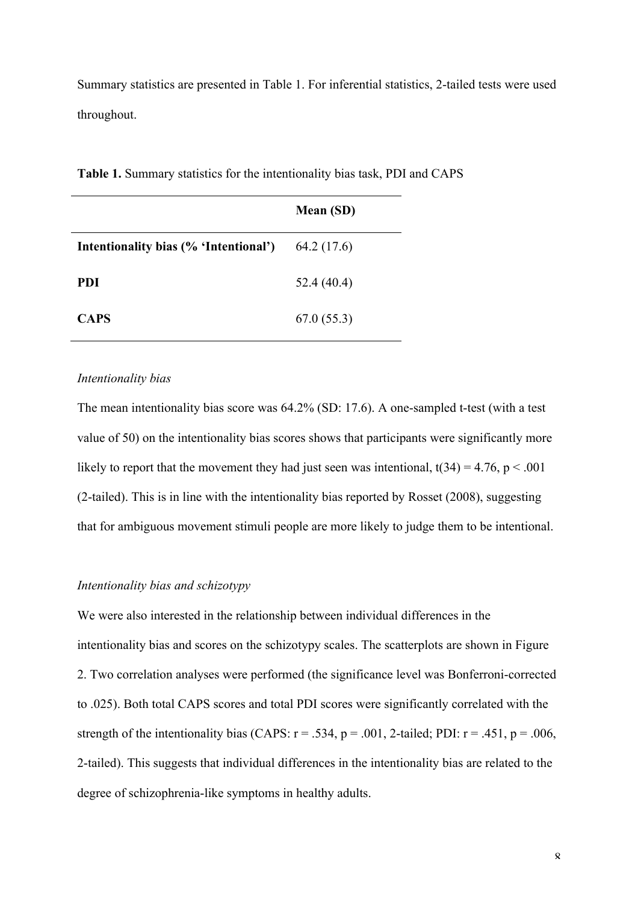Summary statistics are presented in Table 1. For inferential statistics, 2-tailed tests were used throughout.

**Table 1.** Summary statistics for the intentionality bias task, PDI and CAPS

| | **Mean (SD)** |
|---|---|
| **Intentionality bias (% 'Intentional')** | 64.2 (17.6) |
| **PDI** | 52.4 (40.4) |
| **CAPS** | 67.0 (55.3) |

*Intentionality bias*

The mean intentionality bias score was 64.2% (SD: 17.6). A one-sampled t-test (with a test value of 50) on the intentionality bias scores shows that participants were significantly more likely to report that the movement they had just seen was intentional, $t(34) = 4.76$, $p < .001$ (2-tailed). This is in line with the intentionality bias reported by Rosset (2008), suggesting that for ambiguous movement stimuli people are more likely to judge them to be intentional.

*Intentionality bias and schizotypy*

We were also interested in the relationship between individual differences in the intentionality bias and scores on the schizotypy scales. The scatterplots are shown in Figure 2. Two correlation analyses were performed (the significance level was Bonferroni-corrected to .025). Both total CAPS scores and total PDI scores were significantly correlated with the strength of the intentionality bias (CAPS: $r = .534$, $p = .001$, 2-tailed; PDI: $r = .451$, $p = .006$, 2-tailed). This suggests that individual differences in the intentionality bias are related to the degree of schizophrenia-like symptoms in healthy adults.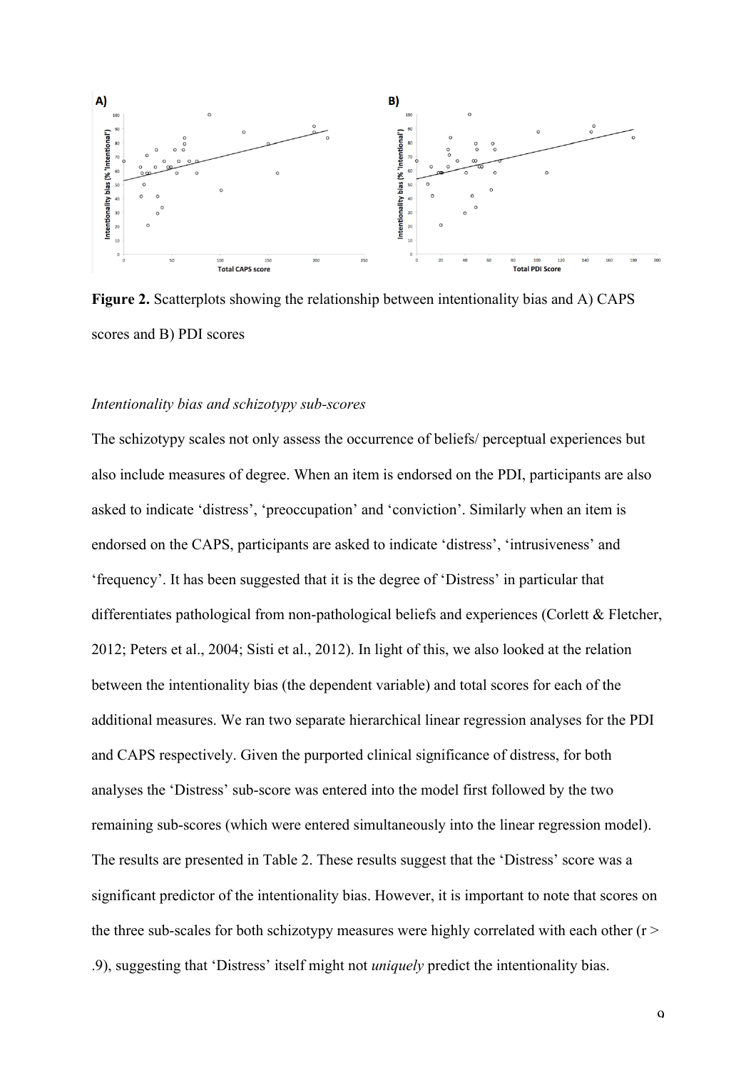A)

100
90
80
70
60
50
40
30
20
10
0

Intentionality bias (% 'Intentional')

0 50 100 150 200 250

Total CAPS score

B)

100
90
80
70
60
50
40
30
20
10
0

Intentionality bias (% 'Intentional')

0 20 40 60 80 100 120 140 160 180 200

Total PDI Score

**Figure 2.** Scatterplots showing the relationship between intentionality bias and A) CAPS scores and B) PDI scores

*Intentionality bias and schizotypy sub-scores*

The schizotypy scales not only assess the occurrence of beliefs/ perceptual experiences but also include measures of degree. When an item is endorsed on the PDI, participants are also asked to indicate 'distress', 'preoccupation' and 'conviction'. Similarly when an item is endorsed on the CAPS, participants are asked to indicate 'distress', 'intrusiveness' and 'frequency'. It has been suggested that it is the degree of 'Distress' in particular that differentiates pathological from non-pathological beliefs and experiences (Corlett & Fletcher, 2012; Peters et al., 2004; Sisti et al., 2012). In light of this, we also looked at the relation between the intentionality bias (the dependent variable) and total scores for each of the additional measures. We ran two separate hierarchical linear regression analyses for the PDI and CAPS respectively. Given the purported clinical significance of distress, for both analyses the 'Distress' sub-score was entered into the model first followed by the two remaining sub-scores (which were entered simultaneously into the linear regression model). The results are presented in Table 2. These results suggest that the 'Distress' score was a significant predictor of the intentionality bias. However, it is important to note that scores on the three sub-scales for both schizotypy measures were highly correlated with each other ($r > .9$), suggesting that 'Distress' itself might not *uniquely* predict the intentionality bias.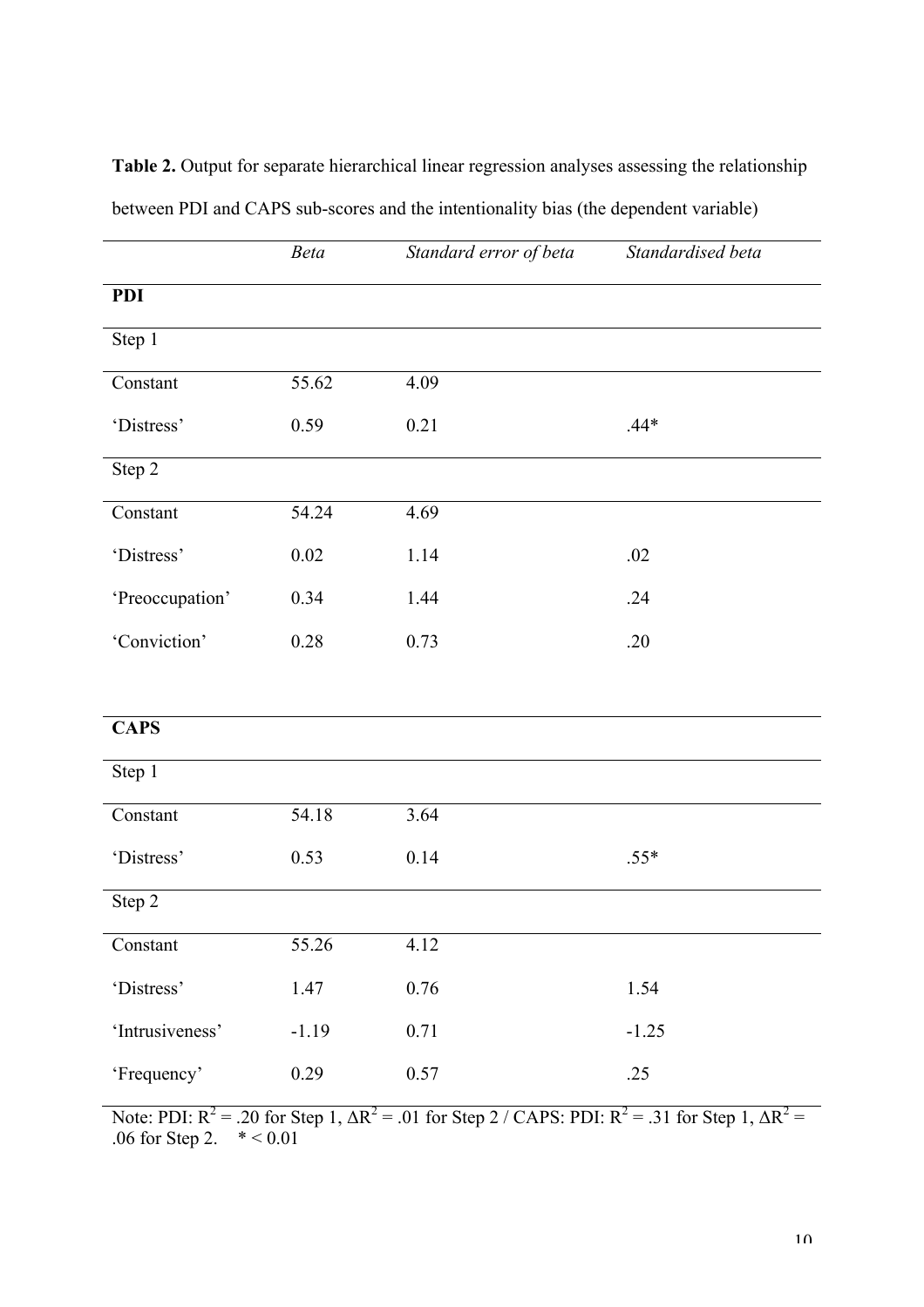**Table 2.** Output for separate hierarchical linear regression analyses assessing the relationship between PDI and CAPS sub-scores and the intentionality bias (the dependent variable)

| | *Beta* | *Standard error of beta* | *Standardised beta* |
|---|---|---|---|
| **PDI** | | | |
| Step 1 | | | |
| Constant | 55.62 | 4.09 | |
| 'Distress' | 0.59 | 0.21 | .44* |
| Step 2 | | | |
| Constant | 54.24 | 4.69 | |
| 'Distress' | 0.02 | 1.14 | .02 |
| 'Preoccupation' | 0.34 | 1.44 | .24 |
| 'Conviction' | 0.28 | 0.73 | .20 |
| | | | |
| **CAPS** | | | |
| Step 1 | | | |
| Constant | 54.18 | 3.64 | |
| 'Distress' | 0.53 | 0.14 | .55* |
| Step 2 | | | |
| Constant | 55.26 | 4.12 | |
| 'Distress' | 1.47 | 0.76 | 1.54 |
| 'Intrusiveness' | -1.19 | 0.71 | -1.25 |
| 'Frequency' | 0.29 | 0.57 | .25 |

Note: PDI: $R^2 = .20$ for Step 1, $\Delta R^2 = .01$ for Step 2 / CAPS: PDI: $R^2 = .31$ for Step 1, $\Delta R^2 = .06$ for Step 2. * < 0.01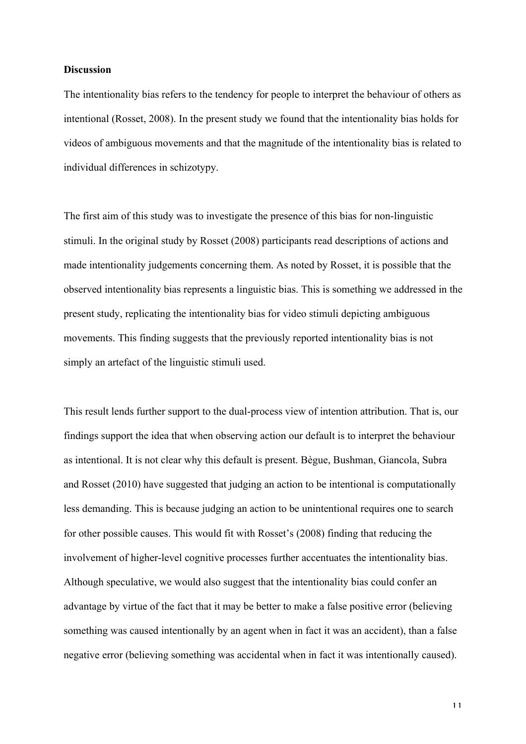**Discussion**

The intentionality bias refers to the tendency for people to interpret the behaviour of others as intentional (Rosset, 2008). In the present study we found that the intentionality bias holds for videos of ambiguous movements and that the magnitude of the intentionality bias is related to individual differences in schizotypy.

The first aim of this study was to investigate the presence of this bias for non-linguistic stimuli. In the original study by Rosset (2008) participants read descriptions of actions and made intentionality judgements concerning them. As noted by Rosset, it is possible that the observed intentionality bias represents a linguistic bias. This is something we addressed in the present study, replicating the intentionality bias for video stimuli depicting ambiguous movements. This finding suggests that the previously reported intentionality bias is not simply an artefact of the linguistic stimuli used.

This result lends further support to the dual-process view of intention attribution. That is, our findings support the idea that when observing action our default is to interpret the behaviour as intentional. It is not clear why this default is present. Bègue, Bushman, Giancola, Subra and Rosset (2010) have suggested that judging an action to be intentional is computationally less demanding. This is because judging an action to be unintentional requires one to search for other possible causes. This would fit with Rosset's (2008) finding that reducing the involvement of higher-level cognitive processes further accentuates the intentionality bias. Although speculative, we would also suggest that the intentionality bias could confer an advantage by virtue of the fact that it may be better to make a false positive error (believing something was caused intentionally by an agent when in fact it was an accident), than a false negative error (believing something was accidental when in fact it was intentionally caused).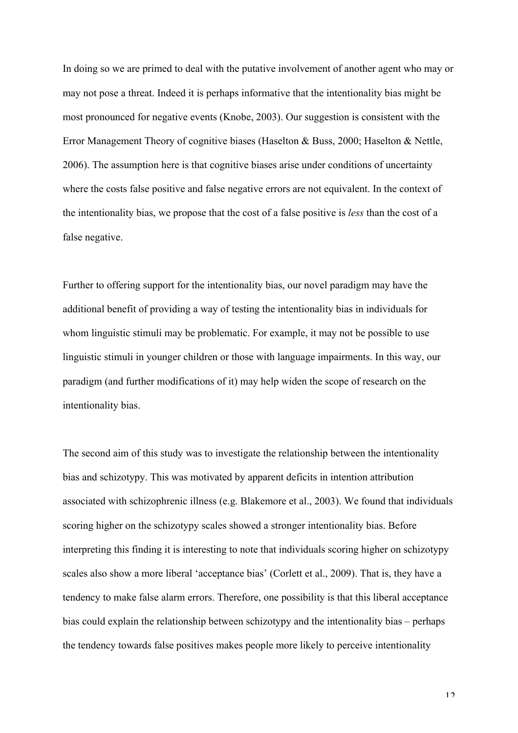In doing so we are primed to deal with the putative involvement of another agent who may or may not pose a threat. Indeed it is perhaps informative that the intentionality bias might be most pronounced for negative events (Knobe, 2003). Our suggestion is consistent with the Error Management Theory of cognitive biases (Haselton & Buss, 2000; Haselton & Nettle, 2006). The assumption here is that cognitive biases arise under conditions of uncertainty where the costs false positive and false negative errors are not equivalent. In the context of the intentionality bias, we propose that the cost of a false positive is *less* than the cost of a false negative.

Further to offering support for the intentionality bias, our novel paradigm may have the additional benefit of providing a way of testing the intentionality bias in individuals for whom linguistic stimuli may be problematic. For example, it may not be possible to use linguistic stimuli in younger children or those with language impairments. In this way, our paradigm (and further modifications of it) may help widen the scope of research on the intentionality bias.

The second aim of this study was to investigate the relationship between the intentionality bias and schizotypy. This was motivated by apparent deficits in intention attribution associated with schizophrenic illness (e.g. Blakemore et al., 2003). We found that individuals scoring higher on the schizotypy scales showed a stronger intentionality bias. Before interpreting this finding it is interesting to note that individuals scoring higher on schizotypy scales also show a more liberal 'acceptance bias' (Corlett et al., 2009). That is, they have a tendency to make false alarm errors. Therefore, one possibility is that this liberal acceptance bias could explain the relationship between schizotypy and the intentionality bias – perhaps the tendency towards false positives makes people more likely to perceive intentionality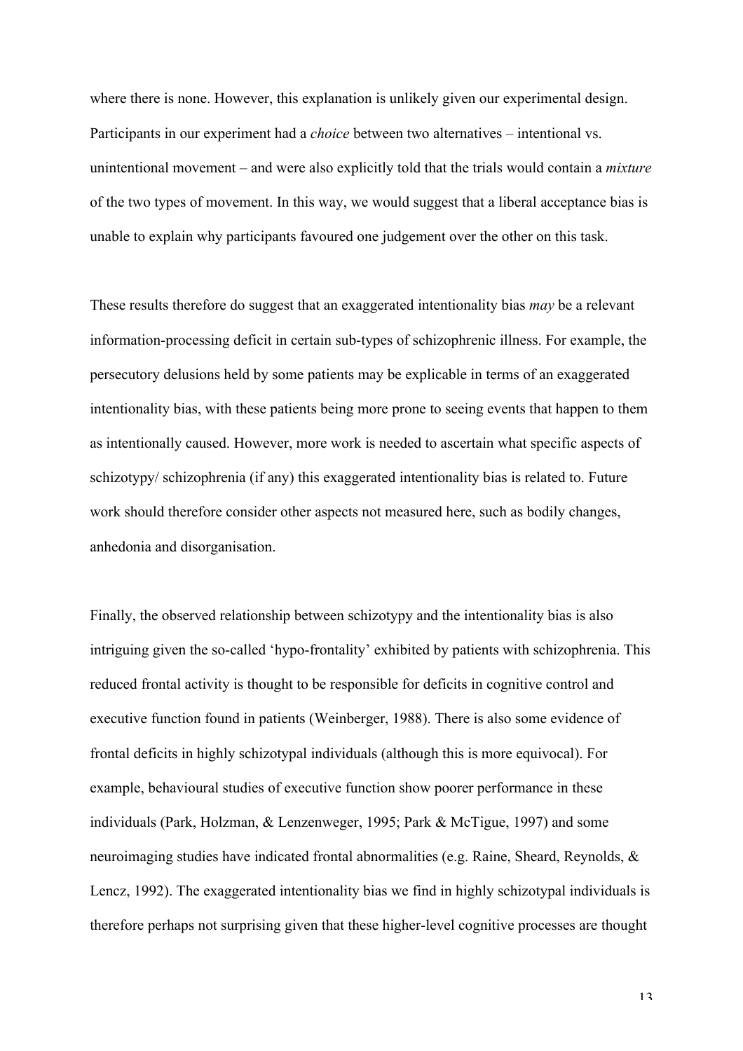where there is none. However, this explanation is unlikely given our experimental design. Participants in our experiment had a *choice* between two alternatives – intentional vs. unintentional movement – and were also explicitly told that the trials would contain a *mixture* of the two types of movement. In this way, we would suggest that a liberal acceptance bias is unable to explain why participants favoured one judgement over the other on this task.

These results therefore do suggest that an exaggerated intentionality bias *may* be a relevant information-processing deficit in certain sub-types of schizophrenic illness. For example, the persecutory delusions held by some patients may be explicable in terms of an exaggerated intentionality bias, with these patients being more prone to seeing events that happen to them as intentionally caused. However, more work is needed to ascertain what specific aspects of schizotypy/ schizophrenia (if any) this exaggerated intentionality bias is related to. Future work should therefore consider other aspects not measured here, such as bodily changes, anhedonia and disorganisation.

Finally, the observed relationship between schizotypy and the intentionality bias is also intriguing given the so-called 'hypo-frontality' exhibited by patients with schizophrenia. This reduced frontal activity is thought to be responsible for deficits in cognitive control and executive function found in patients (Weinberger, 1988). There is also some evidence of frontal deficits in highly schizotypal individuals (although this is more equivocal). For example, behavioural studies of executive function show poorer performance in these individuals (Park, Holzman, & Lenzenweger, 1995; Park & McTigue, 1997) and some neuroimaging studies have indicated frontal abnormalities (e.g. Raine, Sheard, Reynolds, & Lencz, 1992). The exaggerated intentionality bias we find in highly schizotypal individuals is therefore perhaps not surprising given that these higher-level cognitive processes are thought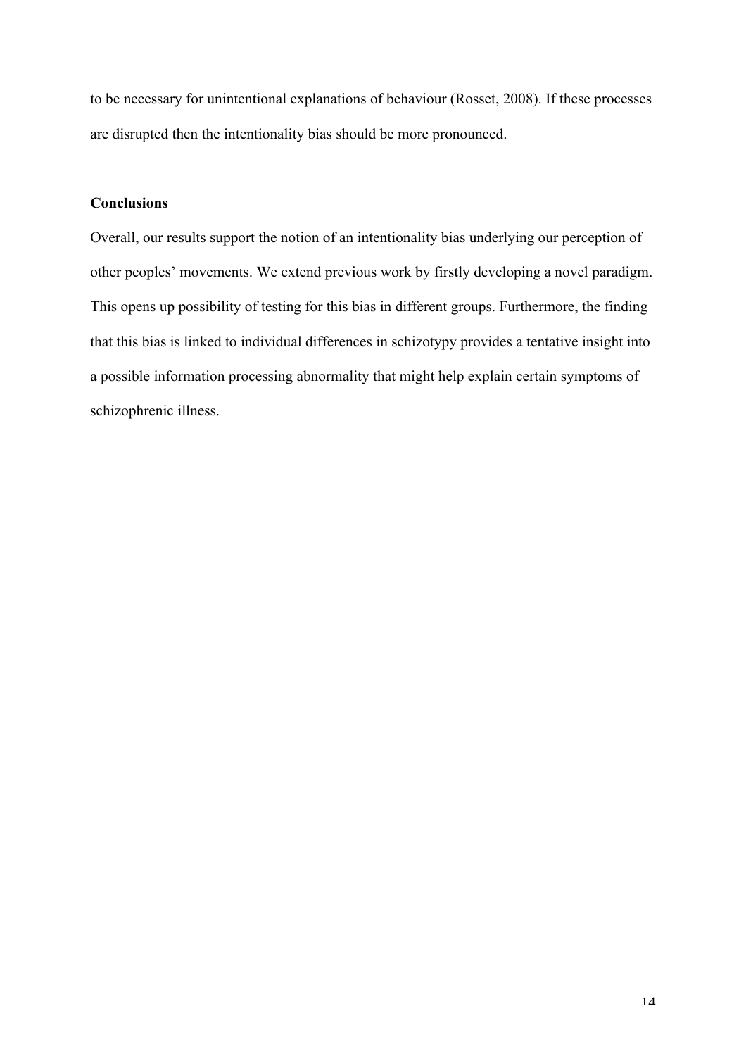to be necessary for unintentional explanations of behaviour (Rosset, 2008). If these processes are disrupted then the intentionality bias should be more pronounced.

**Conclusions**

Overall, our results support the notion of an intentionality bias underlying our perception of other peoples' movements. We extend previous work by firstly developing a novel paradigm. This opens up possibility of testing for this bias in different groups. Furthermore, the finding that this bias is linked to individual differences in schizotypy provides a tentative insight into a possible information processing abnormality that might help explain certain symptoms of schizophrenic illness.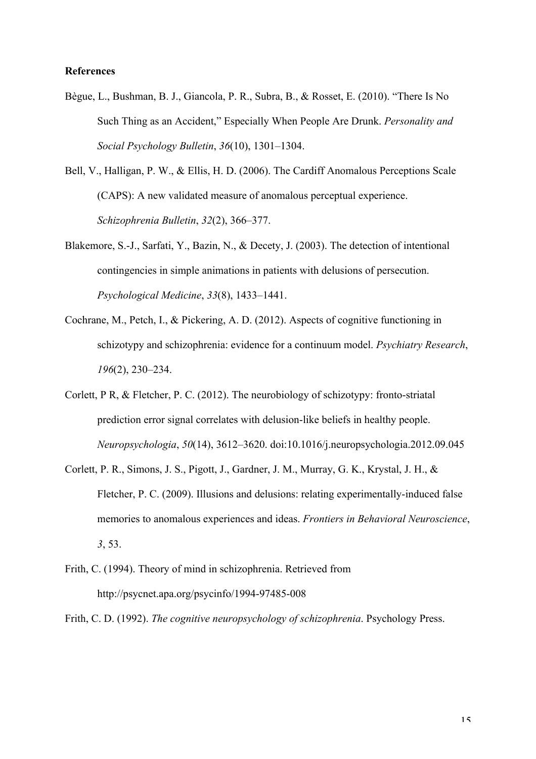**References**

Bègue, L., Bushman, B. J., Giancola, P. R., Subra, B., & Rosset, E. (2010). "There Is No Such Thing as an Accident," Especially When People Are Drunk. *Personality and Social Psychology Bulletin*, *36*(10), 1301–1304.

Bell, V., Halligan, P. W., & Ellis, H. D. (2006). The Cardiff Anomalous Perceptions Scale (CAPS): A new validated measure of anomalous perceptual experience. *Schizophrenia Bulletin*, *32*(2), 366–377.

Blakemore, S.-J., Sarfati, Y., Bazin, N., & Decety, J. (2003). The detection of intentional contingencies in simple animations in patients with delusions of persecution. *Psychological Medicine*, *33*(8), 1433–1441.

Cochrane, M., Petch, I., & Pickering, A. D. (2012). Aspects of cognitive functioning in schizotypy and schizophrenia: evidence for a continuum model. *Psychiatry Research*, *196*(2), 230–234.

Corlett, P R, & Fletcher, P. C. (2012). The neurobiology of schizotypy: fronto-striatal prediction error signal correlates with delusion-like beliefs in healthy people. *Neuropsychologia*, *50*(14), 3612–3620. doi:10.1016/j.neuropsychologia.2012.09.045

Corlett, P. R., Simons, J. S., Pigott, J., Gardner, J. M., Murray, G. K., Krystal, J. H., & Fletcher, P. C. (2009). Illusions and delusions: relating experimentally-induced false memories to anomalous experiences and ideas. *Frontiers in Behavioral Neuroscience*, *3*, 53.

Frith, C. (1994). Theory of mind in schizophrenia. Retrieved from http://psycnet.apa.org/psycinfo/1994-97485-008

Frith, C. D. (1992). *The cognitive neuropsychology of schizophrenia*. Psychology Press.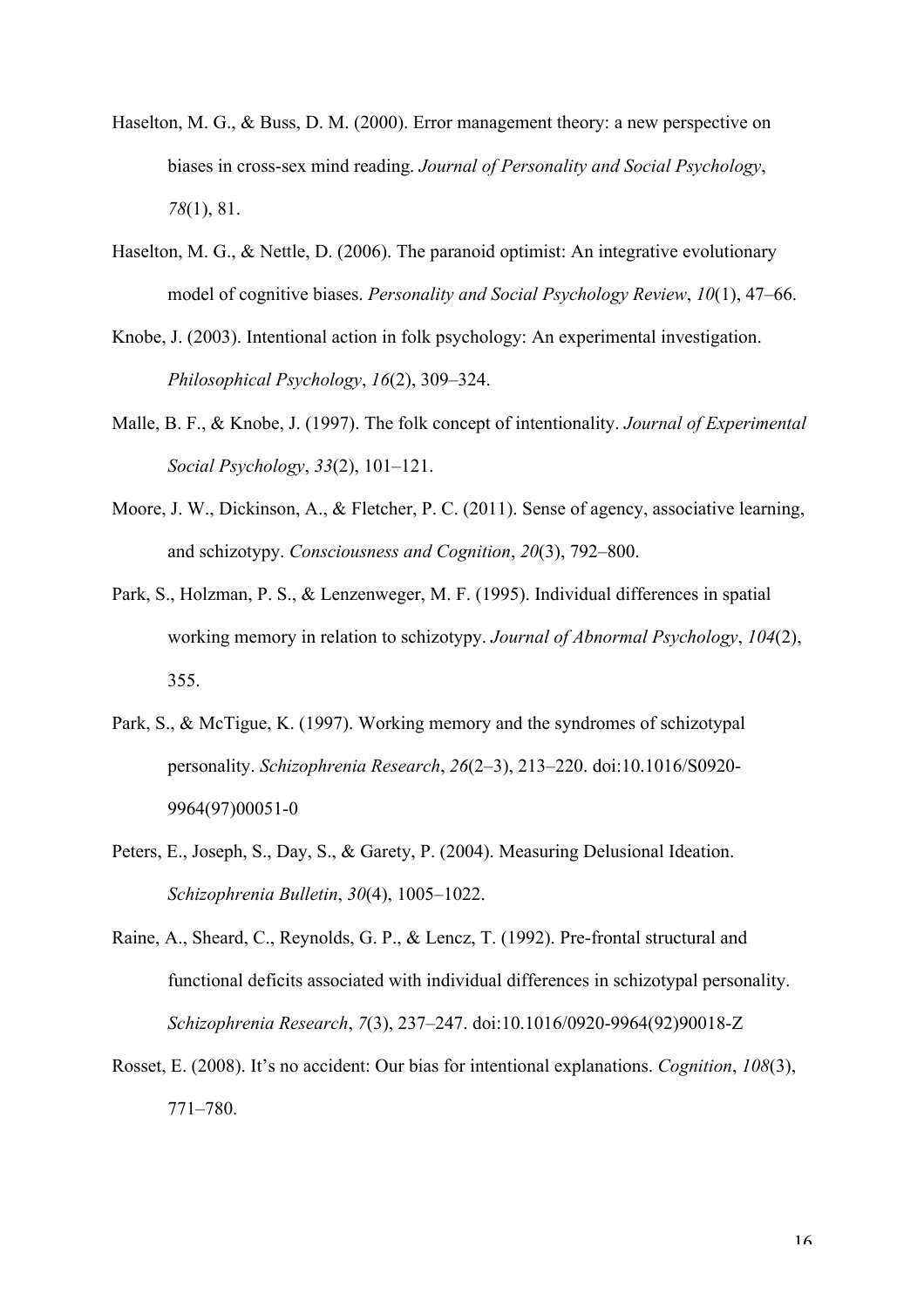Haselton, M. G., & Buss, D. M. (2000). Error management theory: a new perspective on biases in cross-sex mind reading. *Journal of Personality and Social Psychology*, *78*(1), 81.

Haselton, M. G., & Nettle, D. (2006). The paranoid optimist: An integrative evolutionary model of cognitive biases. *Personality and Social Psychology Review*, *10*(1), 47–66.

Knobe, J. (2003). Intentional action in folk psychology: An experimental investigation. *Philosophical Psychology*, *16*(2), 309–324.

Malle, B. F., & Knobe, J. (1997). The folk concept of intentionality. *Journal of Experimental Social Psychology*, *33*(2), 101–121.

Moore, J. W., Dickinson, A., & Fletcher, P. C. (2011). Sense of agency, associative learning, and schizotypy. *Consciousness and Cognition*, *20*(3), 792–800.

Park, S., Holzman, P. S., & Lenzenweger, M. F. (1995). Individual differences in spatial working memory in relation to schizotypy. *Journal of Abnormal Psychology*, *104*(2), 355.

Park, S., & McTigue, K. (1997). Working memory and the syndromes of schizotypal personality. *Schizophrenia Research*, *26*(2–3), 213–220. doi:10.1016/S0920-9964(97)00051-0

Peters, E., Joseph, S., Day, S., & Garety, P. (2004). Measuring Delusional Ideation. *Schizophrenia Bulletin*, *30*(4), 1005–1022.

Raine, A., Sheard, C., Reynolds, G. P., & Lencz, T. (1992). Pre-frontal structural and functional deficits associated with individual differences in schizotypal personality. *Schizophrenia Research*, *7*(3), 237–247. doi:10.1016/0920-9964(92)90018-Z

Rosset, E. (2008). It's no accident: Our bias for intentional explanations. *Cognition*, *108*(3), 771–780.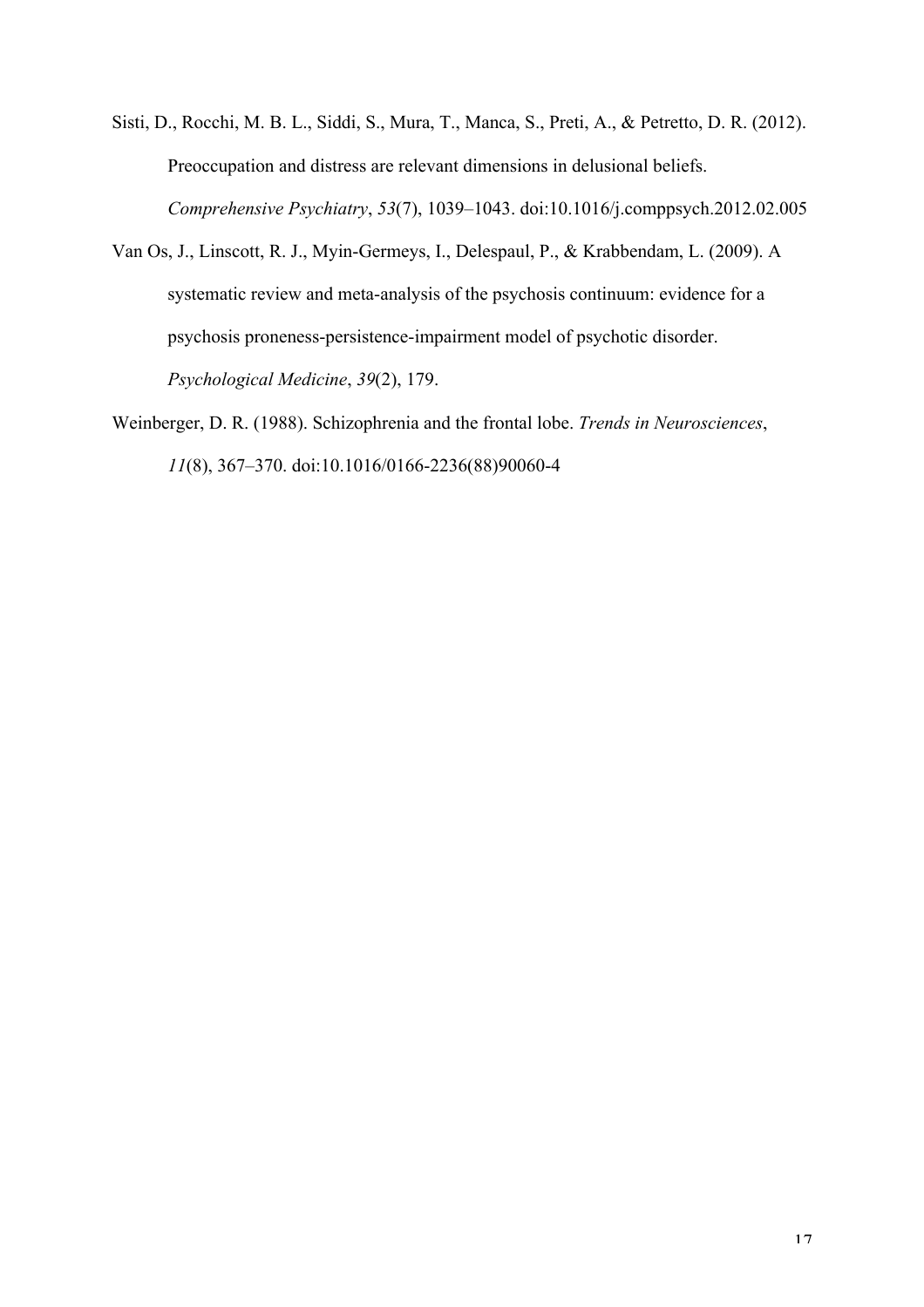Sisti, D., Rocchi, M. B. L., Siddi, S., Mura, T., Manca, S., Preti, A., & Petretto, D. R. (2012). Preoccupation and distress are relevant dimensions in delusional beliefs. *Comprehensive Psychiatry*, *53*(7), 1039–1043. doi:10.1016/j.comppsych.2012.02.005

Van Os, J., Linscott, R. J., Myin-Germeys, I., Delespaul, P., & Krabbendam, L. (2009). A systematic review and meta-analysis of the psychosis continuum: evidence for a psychosis proneness-persistence-impairment model of psychotic disorder. *Psychological Medicine*, *39*(2), 179.

Weinberger, D. R. (1988). Schizophrenia and the frontal lobe. *Trends in Neurosciences*, *11*(8), 367–370. doi:10.1016/0166-2236(88)90060-4